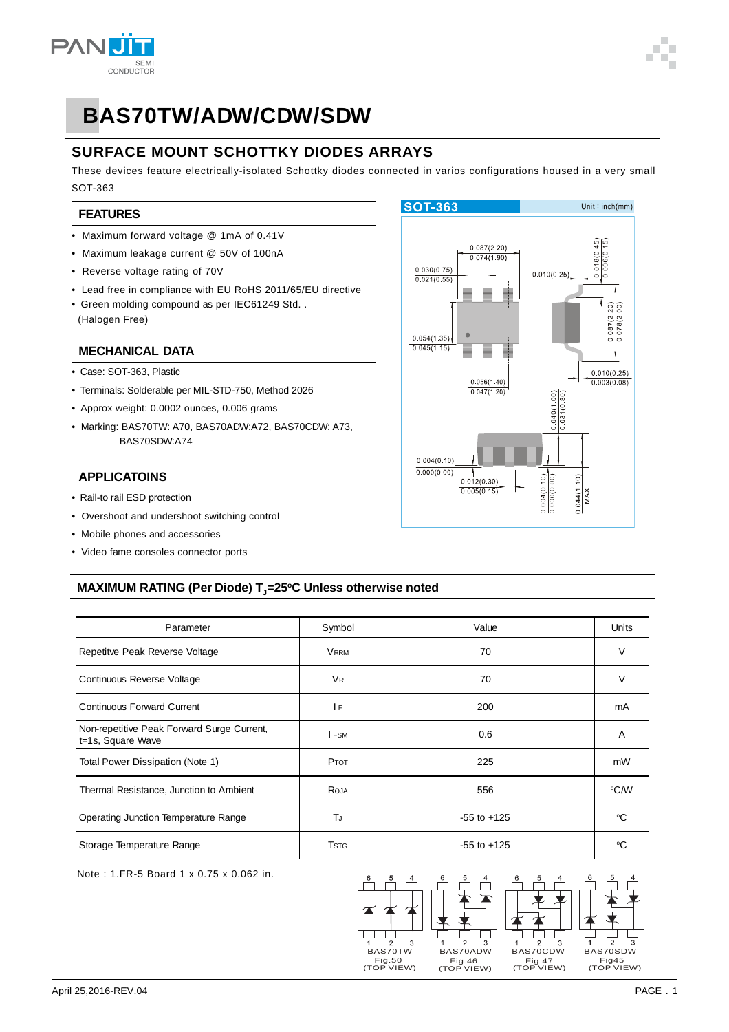# BAS70TW/ADW/CDW/SDW

## SURFACE MOUNT SCHOTTKY DIODES ARRAYS

These devices feature electrically-isolated Schottky diodes connected in varios configurations housed in a very small SOT-363

### FEATURES

- Maximum forward voltage @ 1mA of 0.41V
- Maximum leakage current @ 50V of 100nA
- Reverse voltage rating of 70V
- Lead free in compliance with EU RoHS 2011/65/EU directive
- Green molding compound as per IEC61249 Std. . (Halogen Free)

### MECHANICAL DATA

- Case: SOT-363, Plastic
- Terminals: Solderable per MIL-STD-750, Method 2026
- Approx weight: 0.0002 ounces, 0.006 grams
- Marking: BAS70TW: A70, BAS70ADW:A72, BAS70CDW: A73, BAS70SDW:A74

### APPLICATOINS

- Rail-to rail ESD protection
- Overshoot and undershoot switching control
- Mobile phones and accessories
- Video fame consoles connector ports

SOT-363 Unit : inch(mm)

### MAXIMUM RATING (Per Diode) $T_J$=25°C Unless otherwise noted

| Parameter | Symbol | Value | Units |
|---|---|---|---|
| Repetitve Peak Reverse Voltage | $V_{RRM}$ | 70 | V |
| Continuous Reverse Voltage | $V_R$ | 70 | V |
| Continuous Forward Current | $I_F$ | 200 | mA |
| Non-repetitive Peak Forward Surge Current, t=1s, Square Wave | $I_{FSM}$ | 0.6 | A |
| Total Power Dissipation (Note 1) | $P_{TOT}$ | 225 | mW |
| Thermal Resistance, Junction to Ambient | $R_{\Theta JA}$ | 556 | °C/W |
| Operating Junction Temperature Range | $T_J$ | -55 to +125 | °C |
| Storage Temperature Range | $T_{STG}$ | -55 to +125 | °C |

Note : 1.FR-5 Board 1 x 0.75 x 0.062 in.

BAS70TW Fig.50 (TOP VIEW)

BAS70ADW Fig.46 (TOP VIEW)

BAS70CDW Fig.47 (TOP VIEW)

BAS70SDW Fig45 (TOP VIEW)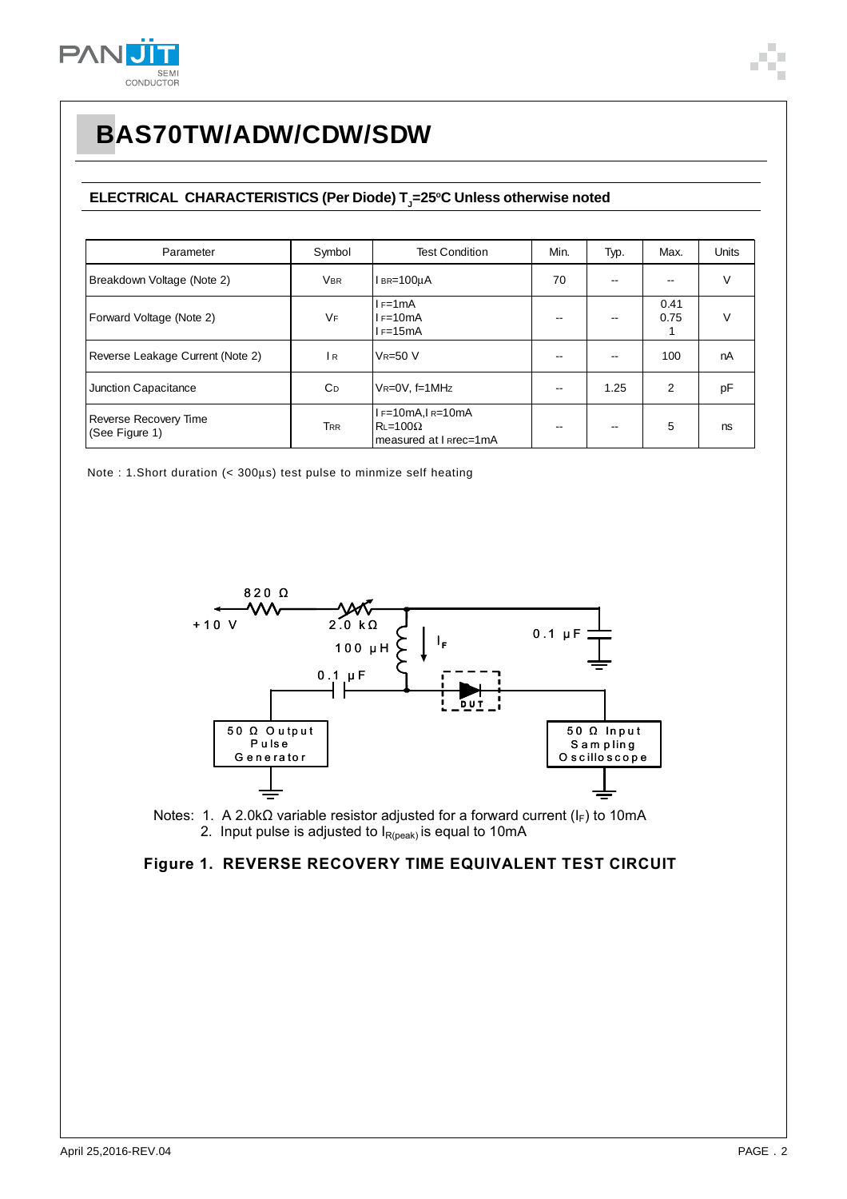# BAS70TW/ADW/CDW/SDW

## ELECTRICAL CHARACTERISTICS (Per Diode) $T_J$=25°C Unless otherwise noted

| Parameter | Symbol | Test Condition | Min. | Typ. | Max. | Units |
|---|---|---|---|---|---|---|
| Breakdown Voltage (Note 2) | $V_{BR}$ | $I_{BR}$=100μA | 70 | -- | -- | V |
| Forward Voltage (Note 2) | $V_F$ | $I_F$=1mA<br>$I_F$=10mA<br>$I_F$=15mA | -- | -- | 0.41<br>0.75<br>1 | V |
| Reverse Leakage Current (Note 2) | $I_R$ | $V_R$=50 V | -- | -- | 100 | nA |
| Junction Capacitance | $C_D$ | $V_R$=0V, f=1MHz | -- | 1.25 | 2 | pF |
| Reverse Recovery Time (See Figure 1) | $T_{RR}$ | $I_F$=10mA,$I_R$=10mA<br>$R_L$=100Ω<br>measured at $I_{Rrec}$=1mA | -- | -- | 5 | ns |

Note : 1.Short duration (< 300μs) test pulse to minmize self heating

Notes: 1. A 2.0kΩ variable resistor adjusted for a forward current ($I_F$) to 10mA
2. Input pulse is adjusted to $I_{R(peak)}$ is equal to 10mA

**Figure 1. REVERSE RECOVERY TIME EQUIVALENT TEST CIRCUIT**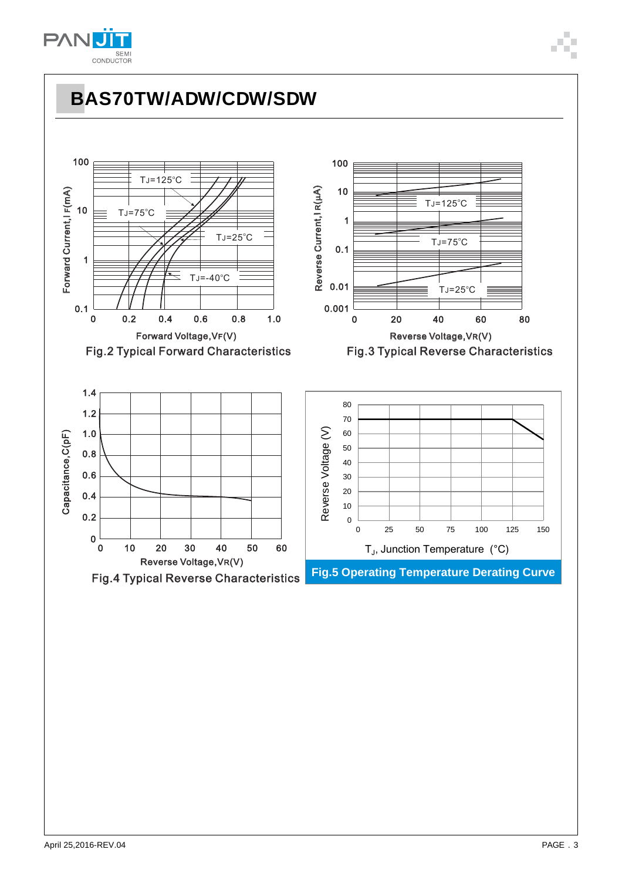# BAS70TW/ADW/CDW/SDW

Fig.2 Typical Forward Characteristics

Fig.3 Typical Reverse Characteristics

Fig.4 Typical Reverse Characteristics

Fig.5 Operating Temperature Derating Curve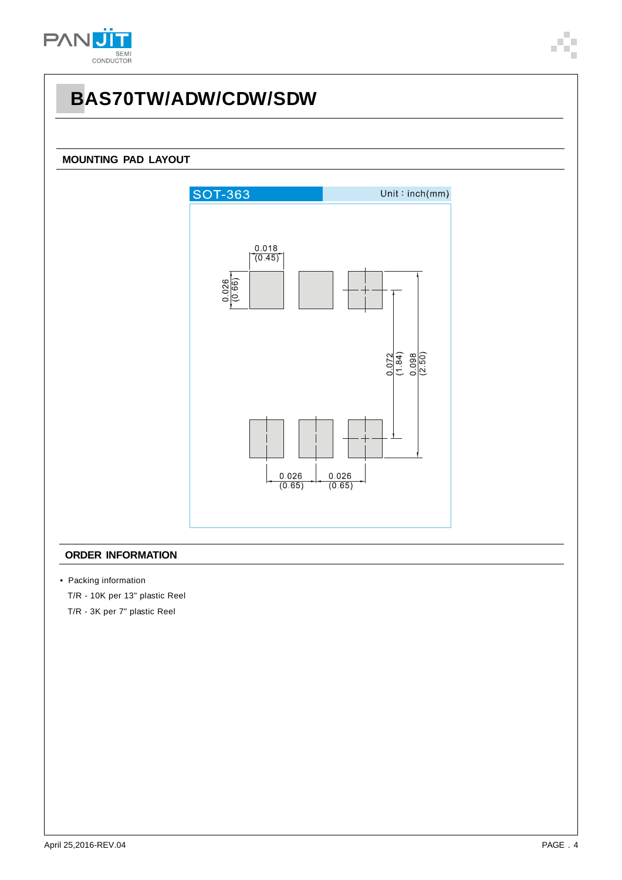# BAS70TW/ADW/CDW/SDW

## MOUNTING PAD LAYOUT

SOT-363 Unit : inch(mm)

0.018 (0.45)

0.026 (0.66)

0.072 (1.84)

0.098 (2.50)

0.026 (0.65) 0.026 (0.65)

## ORDER INFORMATION

- Packing information

  T/R - 10K per 13" plastic Reel

  T/R - 3K per 7" plastic Reel

April 25,2016-REV.04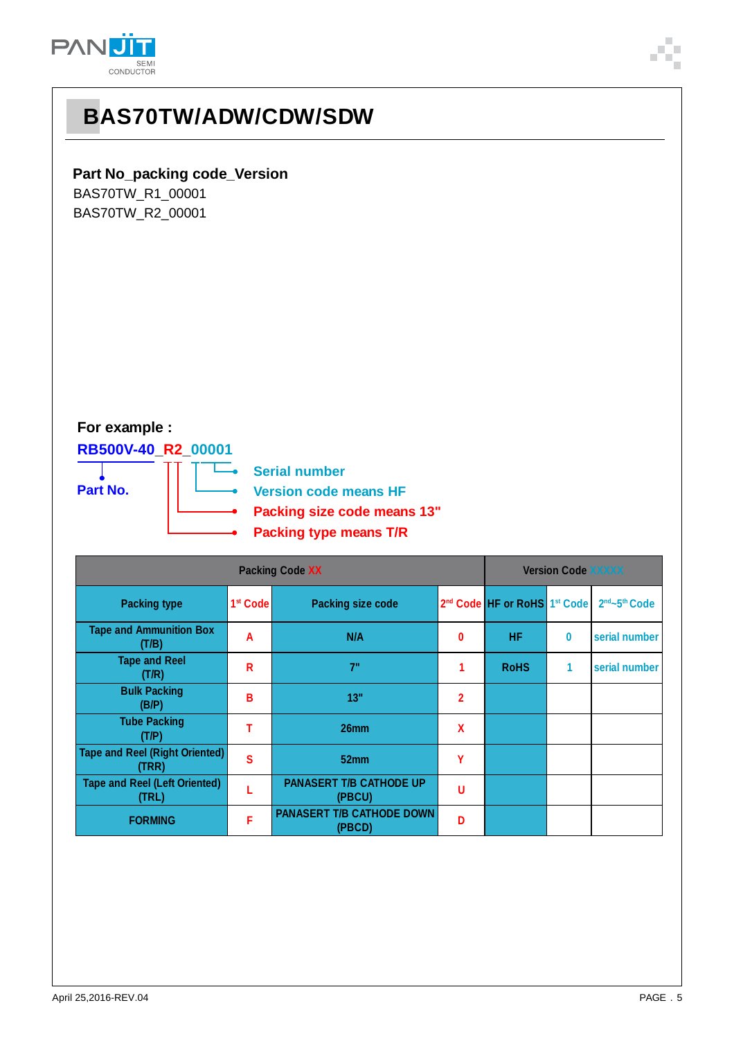# BAS70TW/ADW/CDW/SDW

**Part No_packing code_Version**

BAS70TW_R1_00001

BAS70TW_R2_00001

**For example :**

**RB500V-40_R2_00001**

**Part No.**

- **Serial number**
- **Version code means HF**
- **Packing size code means 13"**
- **Packing type means T/R**

| Packing Code XX | | | | Version Code XXXXX | | |
|---|---|---|---|---|---|---|
| Packing type | 1st Code | Packing size code | 2nd Code | HF or RoHS | 1st Code | 2nd~5th Code |
| Tape and Ammunition Box (T/B) | A | N/A | 0 | HF | 0 | serial number |
| Tape and Reel (T/R) | R | 7" | 1 | RoHS | 1 | serial number |
| Bulk Packing (B/P) | B | 13" | 2 | | | |
| Tube Packing (T/P) | T | 26mm | X | | | |
| Tape and Reel (Right Oriented) (TRR) | S | 52mm | Y | | | |
| Tape and Reel (Left Oriented) (TRL) | L | PANASERT T/B CATHODE UP (PBCU) | U | | | |
| FORMING | F | PANASERT T/B CATHODE DOWN (PBCD) | D | | | |

April 25,2016-REV.04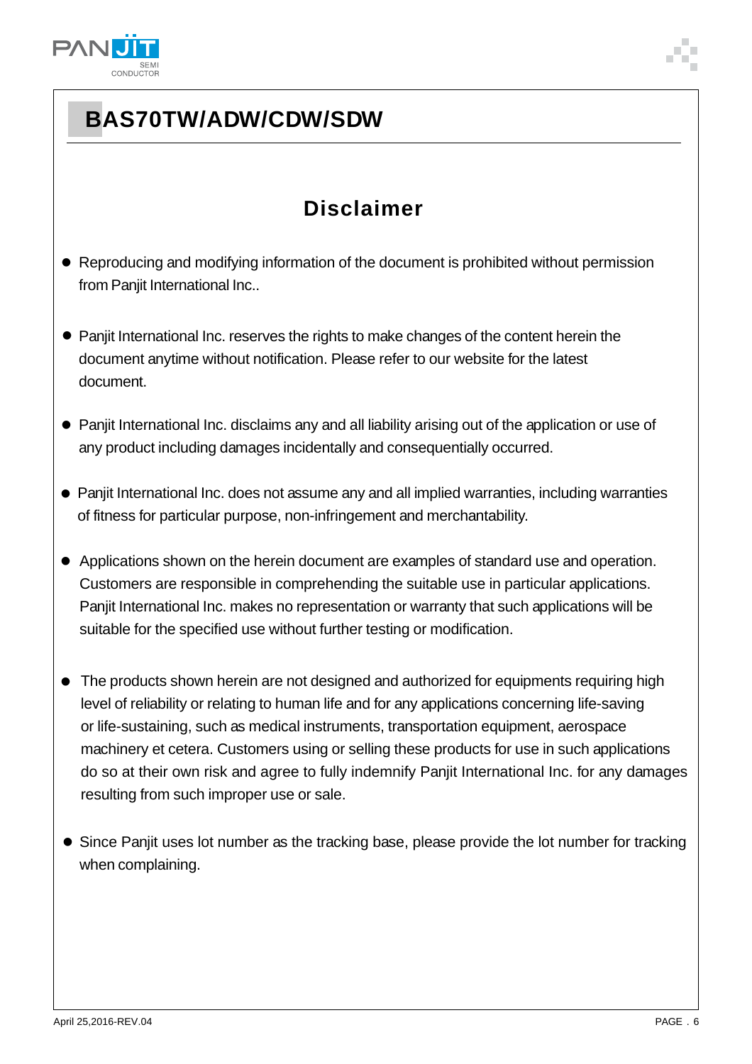# BAS70TW/ADW/CDW/SDW

## Disclaimer

- Reproducing and modifying information of the document is prohibited without permission from Panjit International Inc..
- Panjit International Inc. reserves the rights to make changes of the content herein the document anytime without notification. Please refer to our website for the latest document.
- Panjit International Inc. disclaims any and all liability arising out of the application or use of any product including damages incidentally and consequentially occurred.
- Panjit International Inc. does not assume any and all implied warranties, including warranties of fitness for particular purpose, non-infringement and merchantability.
- Applications shown on the herein document are examples of standard use and operation. Customers are responsible in comprehending the suitable use in particular applications. Panjit International Inc. makes no representation or warranty that such applications will be suitable for the specified use without further testing or modification.
- The products shown herein are not designed and authorized for equipments requiring high level of reliability or relating to human life and for any applications concerning life-saving or life-sustaining, such as medical instruments, transportation equipment, aerospace machinery et cetera. Customers using or selling these products for use in such applications do so at their own risk and agree to fully indemnify Panjit International Inc. for any damages resulting from such improper use or sale.
- Since Panjit uses lot number as the tracking base, please provide the lot number for tracking when complaining.

April 25,2016-REV.04